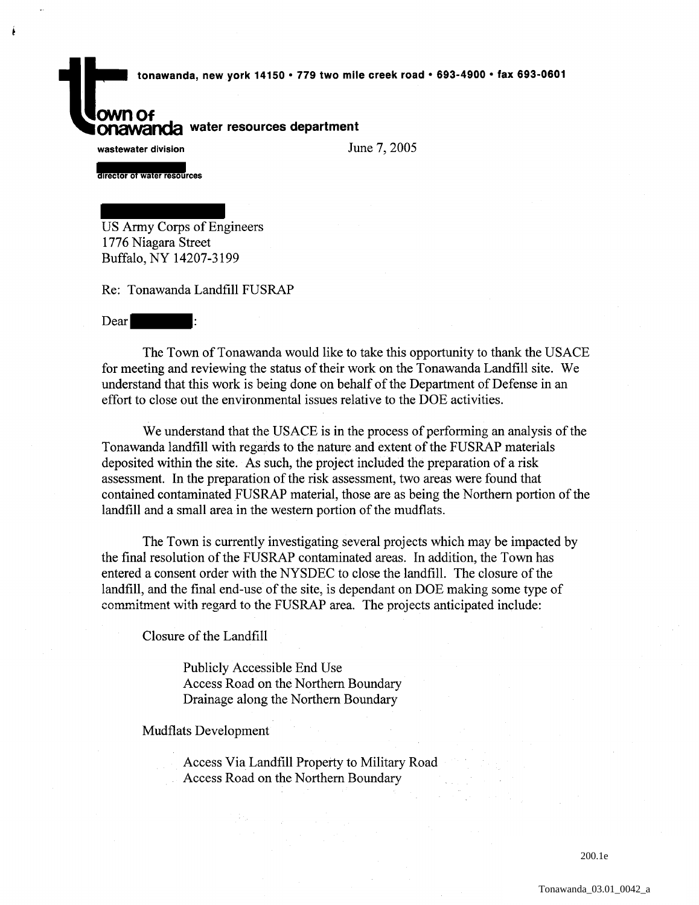tonawanda, new york 14150 • 779 two mile creek road • 693-4900 • fax 693-0601

**Town of Tonawanda** water resources department

wastewater division

June 7, 2005

director of water resources

US Army Corps of Engineers
1776 Niagara Street
Buffalo, NY 14207-3199

Re: Tonawanda Landfill FUSRAP

Dear :

The Town of Tonawanda would like to take this opportunity to thank the USACE for meeting and reviewing the status of their work on the Tonawanda Landfill site. We understand that this work is being done on behalf of the Department of Defense in an effort to close out the environmental issues relative to the DOE activities.

We understand that the USACE is in the process of performing an analysis of the Tonawanda landfill with regards to the nature and extent of the FUSRAP materials deposited within the site. As such, the project included the preparation of a risk assessment. In the preparation of the risk assessment, two areas were found that contained contaminated FUSRAP material, those are as being the Northern portion of the landfill and a small area in the western portion of the mudflats.

The Town is currently investigating several projects which may be impacted by the final resolution of the FUSRAP contaminated areas. In addition, the Town has entered a consent order with the NYSDEC to close the landfill. The closure of the landfill, and the final end-use of the site, is dependant on DOE making some type of commitment with regard to the FUSRAP area. The projects anticipated include:

Closure of the Landfill

- Publicly Accessible End Use
- Access Road on the Northern Boundary
- Drainage along the Northern Boundary

Mudflats Development

- Access Via Landfill Property to Military Road
- Access Road on the Northern Boundary

200.1e

Tonawanda_03.01_0042_a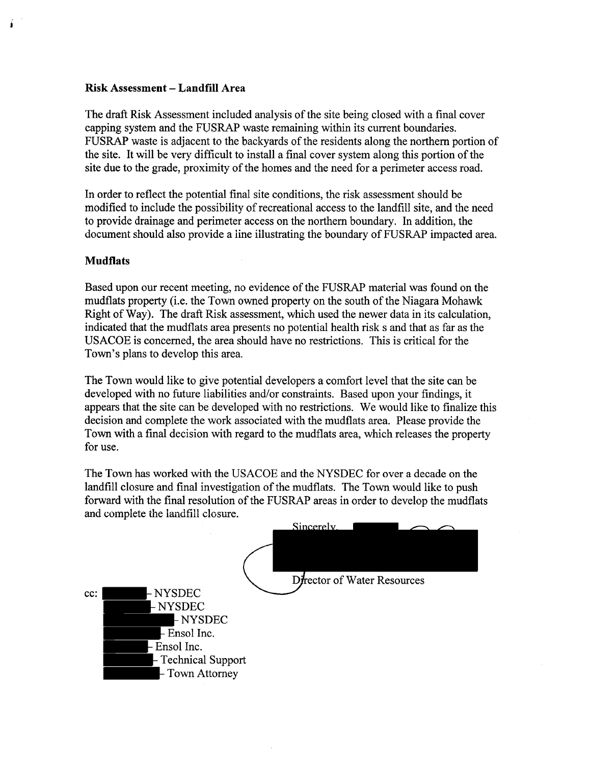**Risk Assessment – Landfill Area**

The draft Risk Assessment included analysis of the site being closed with a final cover capping system and the FUSRAP waste remaining within its current boundaries. FUSRAP waste is adjacent to the backyards of the residents along the northern portion of the site. It will be very difficult to install a final cover system along this portion of the site due to the grade, proximity of the homes and the need for a perimeter access road.

In order to reflect the potential final site conditions, the risk assessment should be modified to include the possibility of recreational access to the landfill site, and the need to provide drainage and perimeter access on the northern boundary. In addition, the document should also provide a line illustrating the boundary of FUSRAP impacted area.

**Mudflats**

Based upon our recent meeting, no evidence of the FUSRAP material was found on the mudflats property (i.e. the Town owned property on the south of the Niagara Mohawk Right of Way). The draft Risk assessment, which used the newer data in its calculation, indicated that the mudflats area presents no potential health risk s and that as far as the USACOE is concerned, the area should have no restrictions. This is critical for the Town's plans to develop this area.

The Town would like to give potential developers a comfort level that the site can be developed with no future liabilities and/or constraints. Based upon your findings, it appears that the site can be developed with no restrictions. We would like to finalize this decision and complete the work associated with the mudflats area. Please provide the Town with a final decision with regard to the mudflats area, which releases the property for use.

The Town has worked with the USACOE and the NYSDEC for over a decade on the landfill closure and final investigation of the mudflats. The Town would like to push forward with the final resolution of the FUSRAP areas in order to develop the mudflats and complete the landfill closure.

Sincerely,

Director of Water Resources

cc: - NYSDEC
- NYSDEC
- NYSDEC
- Ensol Inc.
- Ensol Inc.
- Technical Support
- Town Attorney